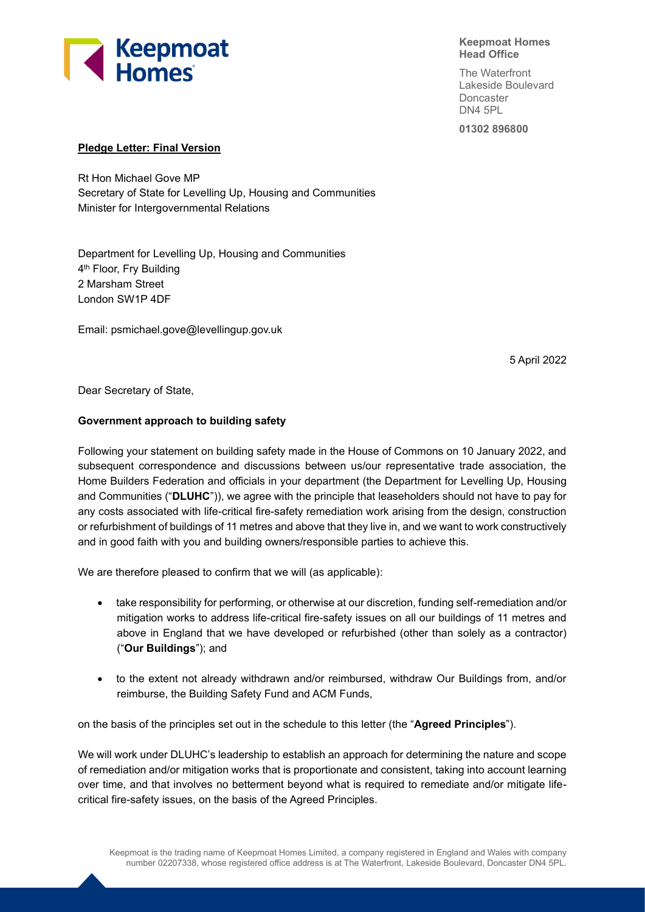**Keepmoat Homes**
**Head Office**

The Waterfront
Lakeside Boulevard
Doncaster
DN4 5PL

**01302 896800**

**Pledge Letter: Final Version**

Rt Hon Michael Gove MP
Secretary of State for Levelling Up, Housing and Communities
Minister for Intergovernmental Relations

Department for Levelling Up, Housing and Communities
4th Floor, Fry Building
2 Marsham Street
London SW1P 4DF

Email: psmichael.gove@levellingup.gov.uk

5 April 2022

Dear Secretary of State,

**Government approach to building safety**

Following your statement on building safety made in the House of Commons on 10 January 2022, and subsequent correspondence and discussions between us/our representative trade association, the Home Builders Federation and officials in your department (the Department for Levelling Up, Housing and Communities ("**DLUHC**")), we agree with the principle that leaseholders should not have to pay for any costs associated with life-critical fire-safety remediation work arising from the design, construction or refurbishment of buildings of 11 metres and above that they live in, and we want to work constructively and in good faith with you and building owners/responsible parties to achieve this.

We are therefore pleased to confirm that we will (as applicable):

- take responsibility for performing, or otherwise at our discretion, funding self-remediation and/or mitigation works to address life-critical fire-safety issues on all our buildings of 11 metres and above in England that we have developed or refurbished (other than solely as a contractor) ("**Our Buildings**"); and
- to the extent not already withdrawn and/or reimbursed, withdraw Our Buildings from, and/or reimburse, the Building Safety Fund and ACM Funds,

on the basis of the principles set out in the schedule to this letter (the "**Agreed Principles**").

We will work under DLUHC's leadership to establish an approach for determining the nature and scope of remediation and/or mitigation works that is proportionate and consistent, taking into account learning over time, and that involves no betterment beyond what is required to remediate and/or mitigate life-critical fire-safety issues, on the basis of the Agreed Principles.

Keepmoat is the trading name of Keepmoat Homes Limited, a company registered in England and Wales with company number 02207338, whose registered office address is at The Waterfront, Lakeside Boulevard, Doncaster DN4 5PL.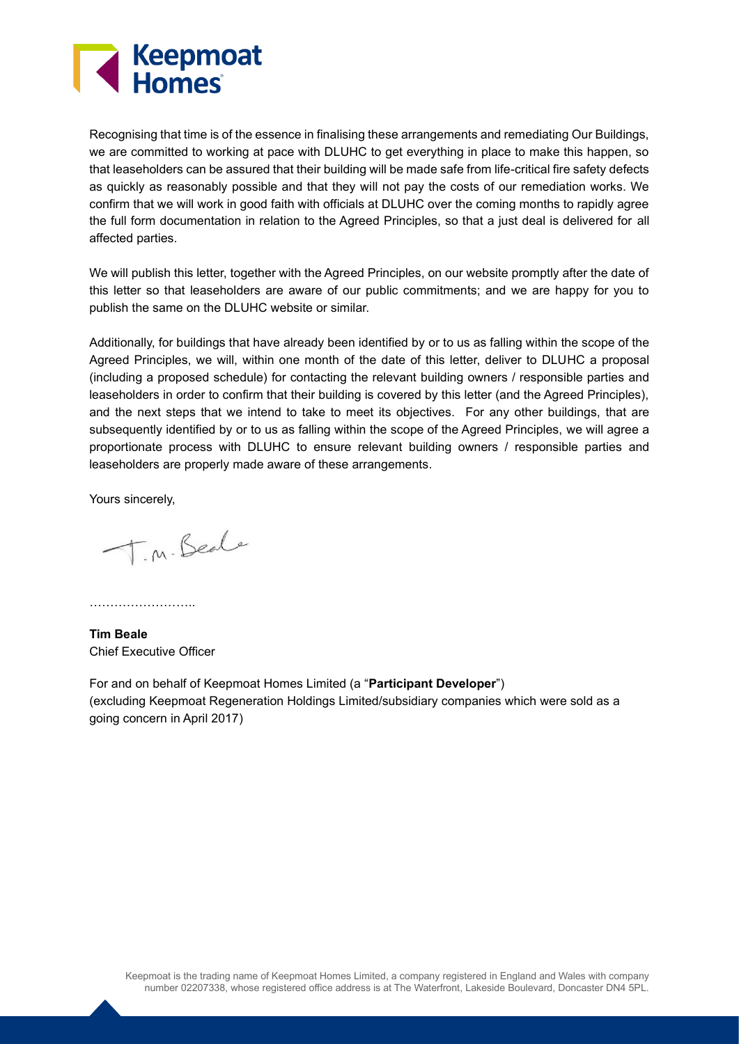Recognising that time is of the essence in finalising these arrangements and remediating Our Buildings, we are committed to working at pace with DLUHC to get everything in place to make this happen, so that leaseholders can be assured that their building will be made safe from life-critical fire safety defects as quickly as reasonably possible and that they will not pay the costs of our remediation works. We confirm that we will work in good faith with officials at DLUHC over the coming months to rapidly agree the full form documentation in relation to the Agreed Principles, so that a just deal is delivered for all affected parties.

We will publish this letter, together with the Agreed Principles, on our website promptly after the date of this letter so that leaseholders are aware of our public commitments; and we are happy for you to publish the same on the DLUHC website or similar.

Additionally, for buildings that have already been identified by or to us as falling within the scope of the Agreed Principles, we will, within one month of the date of this letter, deliver to DLUHC a proposal (including a proposed schedule) for contacting the relevant building owners / responsible parties and leaseholders in order to confirm that their building is covered by this letter (and the Agreed Principles), and the next steps that we intend to take to meet its objectives. For any other buildings, that are subsequently identified by or to us as falling within the scope of the Agreed Principles, we will agree a proportionate process with DLUHC to ensure relevant building owners / responsible parties and leaseholders are properly made aware of these arrangements.

Yours sincerely,

T.M. Beale

……………………..

**Tim Beale**
Chief Executive Officer

For and on behalf of Keepmoat Homes Limited (a "**Participant Developer**")
(excluding Keepmoat Regeneration Holdings Limited/subsidiary companies which were sold as a going concern in April 2017)

Keepmoat is the trading name of Keepmoat Homes Limited, a company registered in England and Wales with company number 02207338, whose registered office address is at The Waterfront, Lakeside Boulevard, Doncaster DN4 5PL.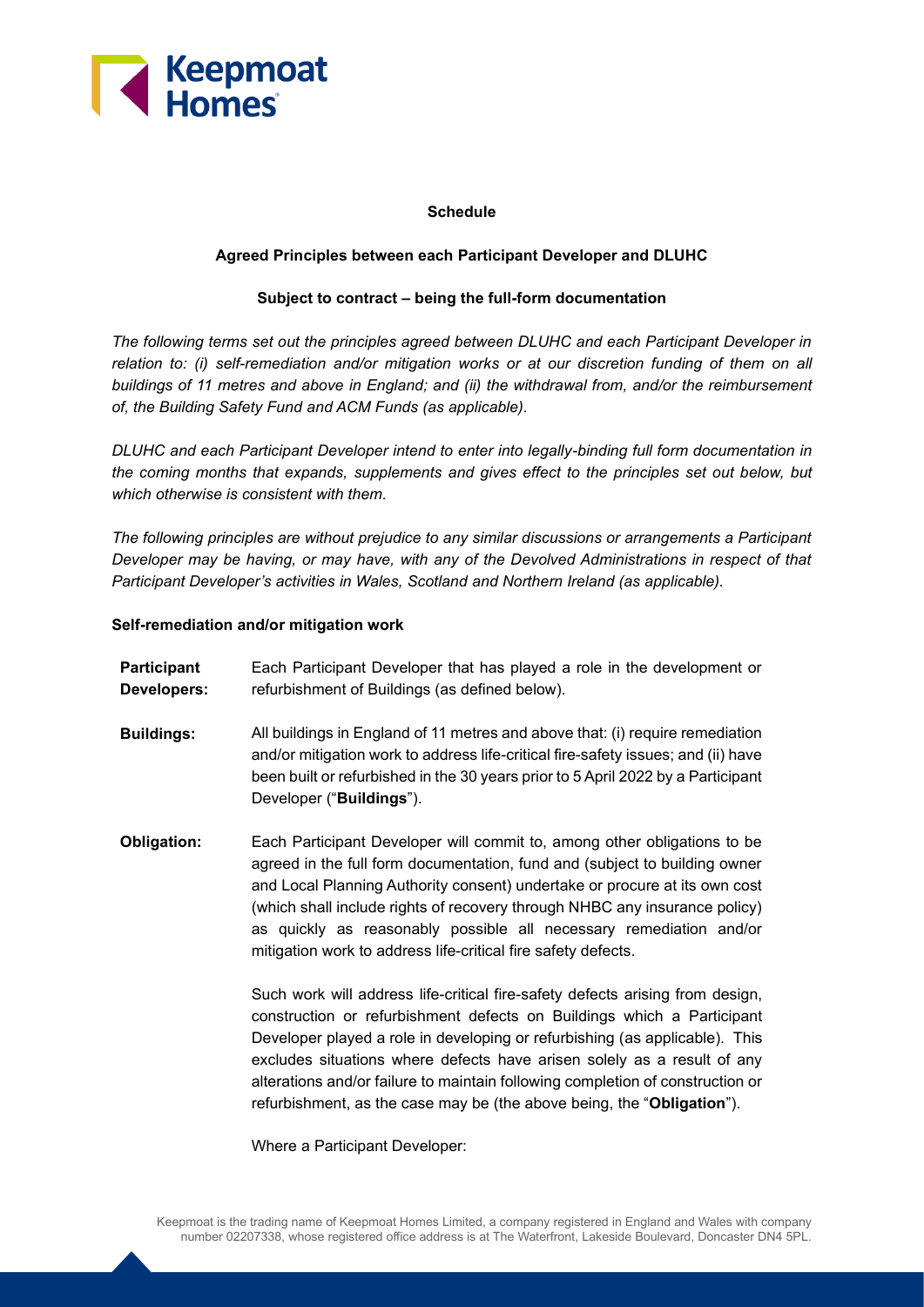**Schedule**

**Agreed Principles between each Participant Developer and DLUHC**

**Subject to contract – being the full-form documentation**

*The following terms set out the principles agreed between DLUHC and each Participant Developer in relation to: (i) self-remediation and/or mitigation works or at our discretion funding of them on all buildings of 11 metres and above in England; and (ii) the withdrawal from, and/or the reimbursement of, the Building Safety Fund and ACM Funds (as applicable).*

*DLUHC and each Participant Developer intend to enter into legally-binding full form documentation in the coming months that expands, supplements and gives effect to the principles set out below, but which otherwise is consistent with them.*

*The following principles are without prejudice to any similar discussions or arrangements a Participant Developer may be having, or may have, with any of the Devolved Administrations in respect of that Participant Developer's activities in Wales, Scotland and Northern Ireland (as applicable).*

**Self-remediation and/or mitigation work**

**Participant Developers:** Each Participant Developer that has played a role in the development or refurbishment of Buildings (as defined below).

**Buildings:** All buildings in England of 11 metres and above that: (i) require remediation and/or mitigation work to address life-critical fire-safety issues; and (ii) have been built or refurbished in the 30 years prior to 5 April 2022 by a Participant Developer ("**Buildings**").

**Obligation:** Each Participant Developer will commit to, among other obligations to be agreed in the full form documentation, fund and (subject to building owner and Local Planning Authority consent) undertake or procure at its own cost (which shall include rights of recovery through NHBC any insurance policy) as quickly as reasonably possible all necessary remediation and/or mitigation work to address life-critical fire safety defects.

Such work will address life-critical fire-safety defects arising from design, construction or refurbishment defects on Buildings which a Participant Developer played a role in developing or refurbishing (as applicable). This excludes situations where defects have arisen solely as a result of any alterations and/or failure to maintain following completion of construction or refurbishment, as the case may be (the above being, the "**Obligation**").

Where a Participant Developer: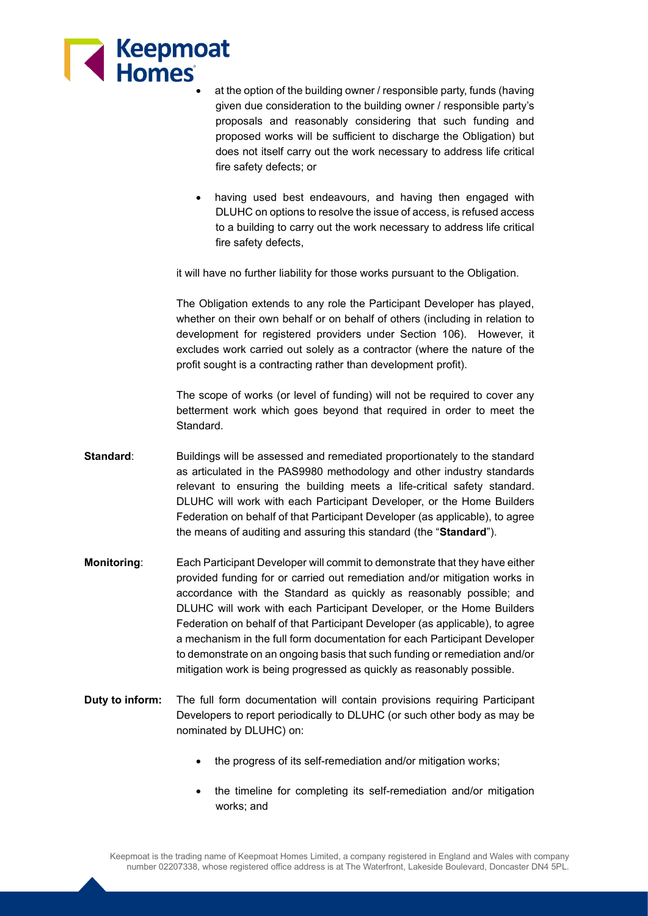- at the option of the building owner / responsible party, funds (having given due consideration to the building owner / responsible party's proposals and reasonably considering that such funding and proposed works will be sufficient to discharge the Obligation) but does not itself carry out the work necessary to address life critical fire safety defects; or
- having used best endeavours, and having then engaged with DLUHC on options to resolve the issue of access, is refused access to a building to carry out the work necessary to address life critical fire safety defects,

it will have no further liability for those works pursuant to the Obligation.

The Obligation extends to any role the Participant Developer has played, whether on their own behalf or on behalf of others (including in relation to development for registered providers under Section 106). However, it excludes work carried out solely as a contractor (where the nature of the profit sought is a contracting rather than development profit).

The scope of works (or level of funding) will not be required to cover any betterment work which goes beyond that required in order to meet the Standard.

**Standard**: Buildings will be assessed and remediated proportionately to the standard as articulated in the PAS9980 methodology and other industry standards relevant to ensuring the building meets a life-critical safety standard. DLUHC will work with each Participant Developer, or the Home Builders Federation on behalf of that Participant Developer (as applicable), to agree the means of auditing and assuring this standard (the "**Standard**").

**Monitoring**: Each Participant Developer will commit to demonstrate that they have either provided funding for or carried out remediation and/or mitigation works in accordance with the Standard as quickly as reasonably possible; and DLUHC will work with each Participant Developer, or the Home Builders Federation on behalf of that Participant Developer (as applicable), to agree a mechanism in the full form documentation for each Participant Developer to demonstrate on an ongoing basis that such funding or remediation and/or mitigation work is being progressed as quickly as reasonably possible.

**Duty to inform:** The full form documentation will contain provisions requiring Participant Developers to report periodically to DLUHC (or such other body as may be nominated by DLUHC) on:

- the progress of its self-remediation and/or mitigation works;
- the timeline for completing its self-remediation and/or mitigation works; and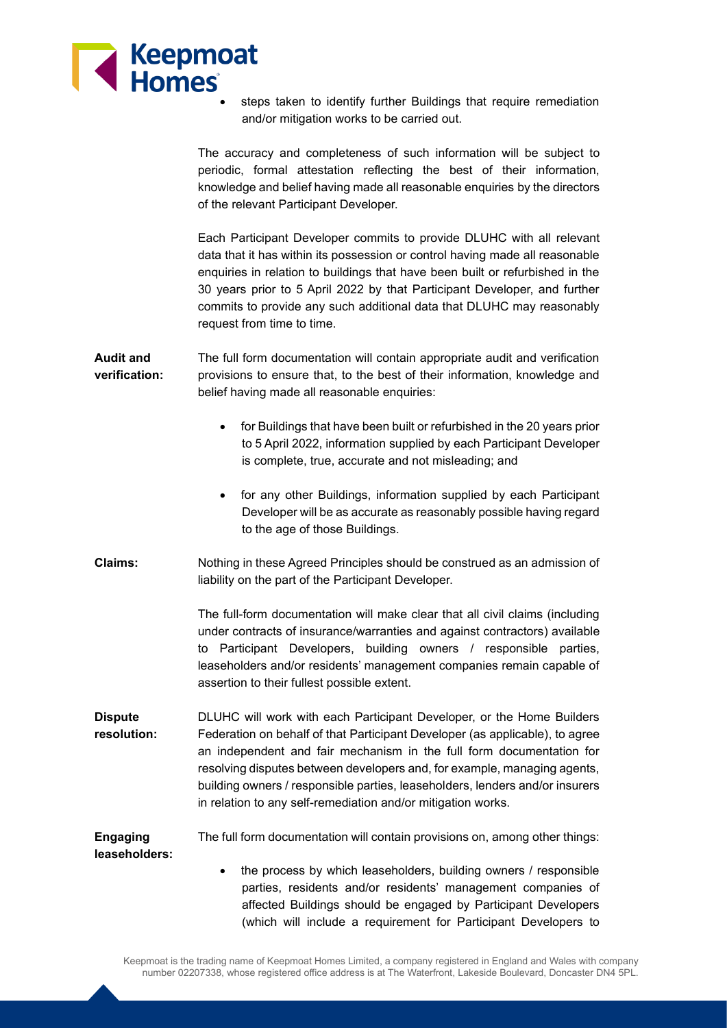- steps taken to identify further Buildings that require remediation and/or mitigation works to be carried out.

The accuracy and completeness of such information will be subject to periodic, formal attestation reflecting the best of their information, knowledge and belief having made all reasonable enquiries by the directors of the relevant Participant Developer.

Each Participant Developer commits to provide DLUHC with all relevant data that it has within its possession or control having made all reasonable enquiries in relation to buildings that have been built or refurbished in the 30 years prior to 5 April 2022 by that Participant Developer, and further commits to provide any such additional data that DLUHC may reasonably request from time to time.

**Audit and verification:** The full form documentation will contain appropriate audit and verification provisions to ensure that, to the best of their information, knowledge and belief having made all reasonable enquiries:

- for Buildings that have been built or refurbished in the 20 years prior to 5 April 2022, information supplied by each Participant Developer is complete, true, accurate and not misleading; and
- for any other Buildings, information supplied by each Participant Developer will be as accurate as reasonably possible having regard to the age of those Buildings.

**Claims:** Nothing in these Agreed Principles should be construed as an admission of liability on the part of the Participant Developer.

The full-form documentation will make clear that all civil claims (including under contracts of insurance/warranties and against contractors) available to Participant Developers, building owners / responsible parties, leaseholders and/or residents' management companies remain capable of assertion to their fullest possible extent.

**Dispute resolution:** DLUHC will work with each Participant Developer, or the Home Builders Federation on behalf of that Participant Developer (as applicable), to agree an independent and fair mechanism in the full form documentation for resolving disputes between developers and, for example, managing agents, building owners / responsible parties, leaseholders, lenders and/or insurers in relation to any self-remediation and/or mitigation works.

**Engaging leaseholders:** The full form documentation will contain provisions on, among other things:

- the process by which leaseholders, building owners / responsible parties, residents and/or residents' management companies of affected Buildings should be engaged by Participant Developers (which will include a requirement for Participant Developers to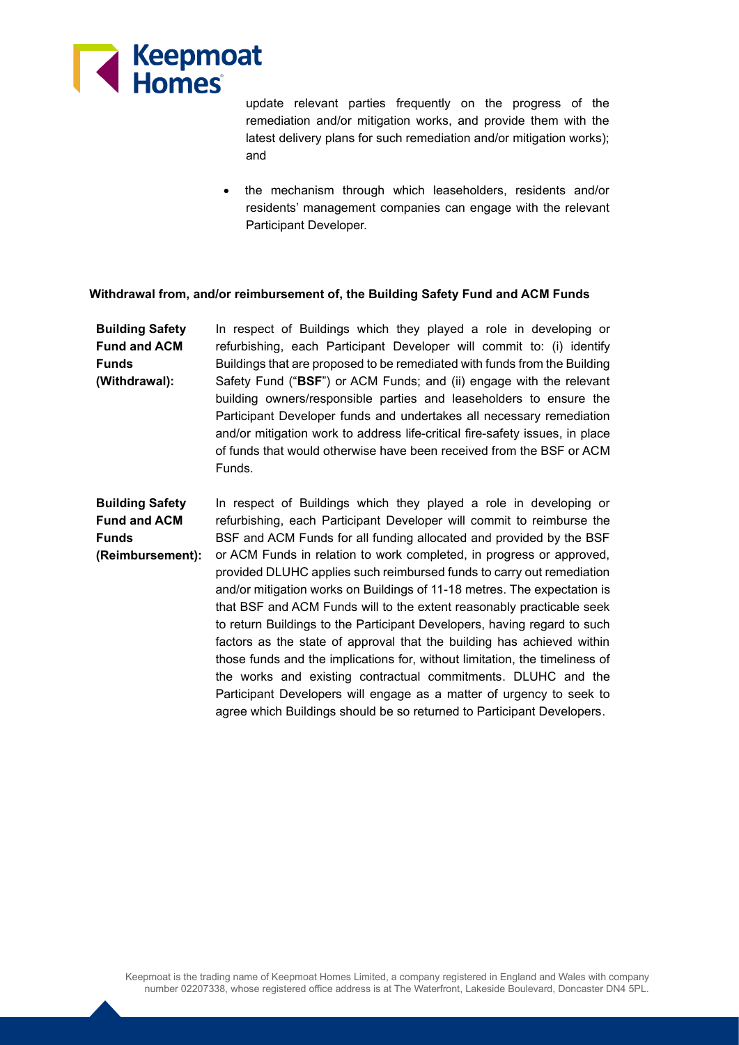update relevant parties frequently on the progress of the remediation and/or mitigation works, and provide them with the latest delivery plans for such remediation and/or mitigation works); and

- the mechanism through which leaseholders, residents and/or residents' management companies can engage with the relevant Participant Developer.

**Withdrawal from, and/or reimbursement of, the Building Safety Fund and ACM Funds**

| | |
|---|---|
| **Building Safety Fund and ACM Funds (Withdrawal):** | In respect of Buildings which they played a role in developing or refurbishing, each Participant Developer will commit to: (i) identify Buildings that are proposed to be remediated with funds from the Building Safety Fund ("**BSF**") or ACM Funds; and (ii) engage with the relevant building owners/responsible parties and leaseholders to ensure the Participant Developer funds and undertakes all necessary remediation and/or mitigation work to address life-critical fire-safety issues, in place of funds that would otherwise have been received from the BSF or ACM Funds. |
| **Building Safety Fund and ACM Funds (Reimbursement):** | In respect of Buildings which they played a role in developing or refurbishing, each Participant Developer will commit to reimburse the BSF and ACM Funds for all funding allocated and provided by the BSF or ACM Funds in relation to work completed, in progress or approved, provided DLUHC applies such reimbursed funds to carry out remediation and/or mitigation works on Buildings of 11-18 metres. The expectation is that BSF and ACM Funds will to the extent reasonably practicable seek to return Buildings to the Participant Developers, having regard to such factors as the state of approval that the building has achieved within those funds and the implications for, without limitation, the timeliness of the works and existing contractual commitments. DLUHC and the Participant Developers will engage as a matter of urgency to seek to agree which Buildings should be so returned to Participant Developers. |